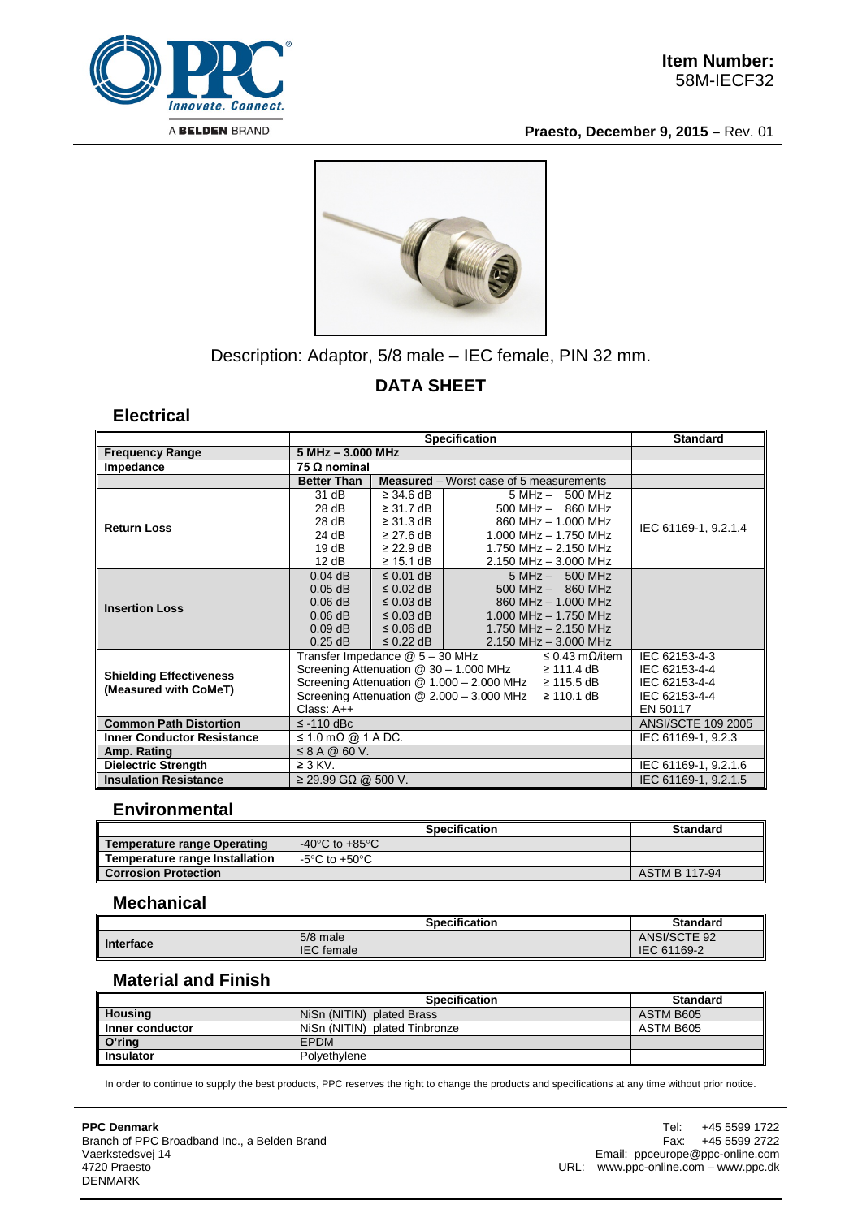**Item Number:**
58M-IECF32

**Praesto, December 9, 2015 –** Rev. 01

Description: Adaptor, 5/8 male – IEC female, PIN 32 mm.

## DATA SHEET

### Electrical

| | Specification | | | Standard |
|---|---|---|---|---|
| **Frequency Range** | **5 MHz – 3.000 MHz** | | | |
| **Impedance** | **75 Ω nominal** | | | |
| | **Better Than** | **Measured** – Worst case of 5 measurements | | |
| **Return Loss** | 31 dB<br>28 dB<br>28 dB<br>24 dB<br>19 dB<br>12 dB | ≥ 34.6 dB<br>≥ 31.7 dB<br>≥ 31.3 dB<br>≥ 27.6 dB<br>≥ 22.9 dB<br>≥ 15.1 dB | 5 MHz – 500 MHz<br>500 MHz – 860 MHz<br>860 MHz – 1.000 MHz<br>1.000 MHz – 1.750 MHz<br>1.750 MHz – 2.150 MHz<br>2.150 MHz – 3.000 MHz | IEC 61169-1, 9.2.1.4 |
| **Insertion Loss** | 0.04 dB<br>0.05 dB<br>0.06 dB<br>0.06 dB<br>0.09 dB<br>0.25 dB | ≤ 0.01 dB<br>≤ 0.02 dB<br>≤ 0.03 dB<br>≤ 0.03 dB<br>≤ 0.06 dB<br>≤ 0.22 dB | 5 MHz – 500 MHz<br>500 MHz – 860 MHz<br>860 MHz – 1.000 MHz<br>1.000 MHz – 1.750 MHz<br>1.750 MHz – 2.150 MHz<br>2.150 MHz – 3.000 MHz | |
| **Shielding Effectiveness (Measured with CoMeT)** | Transfer Impedance @ 5 – 30 MHz ≤ 0.43 mΩ/item<br>Screening Attenuation @ 30 – 1.000 MHz ≥ 111.4 dB<br>Screening Attenuation @ 1.000 – 2.000 MHz ≥ 115.5 dB<br>Screening Attenuation @ 2.000 – 3.000 MHz ≥ 110.1 dB<br>Class: A++ | | | IEC 62153-4-3<br>IEC 62153-4-4<br>IEC 62153-4-4<br>IEC 62153-4-4<br>EN 50117 |
| **Common Path Distortion** | ≤ -110 dBc | | | ANSI/SCTE 109 2005 |
| **Inner Conductor Resistance** | ≤ 1.0 mΩ @ 1 A DC. | | | IEC 61169-1, 9.2.3 |
| **Amp. Rating** | ≤ 8 A @ 60 V. | | | |
| **Dielectric Strength** | ≥ 3 KV. | | | IEC 61169-1, 9.2.1.6 |
| **Insulation Resistance** | ≥ 29.99 GΩ @ 500 V. | | | IEC 61169-1, 9.2.1.5 |

### Environmental

| | Specification | Standard |
|---|---|---|
| **Temperature range Operating** | -40°C to +85°C | |
| **Temperature range Installation** | -5°C to +50°C | |
| **Corrosion Protection** | | ASTM B 117-94 |

### Mechanical

| | Specification | Standard |
|---|---|---|
| **Interface** | 5/8 male<br>IEC female | ANSI/SCTE 92<br>IEC 61169-2 |

### Material and Finish

| | Specification | Standard |
|---|---|---|
| **Housing** | NiSn (NITIN) plated Brass | ASTM B605 |
| **Inner conductor** | NiSn (NITIN) plated Tinbronze | ASTM B605 |
| **O'ring** | EPDM | |
| **Insulator** | Polyethylene | |

In order to continue to supply the best products, PPC reserves the right to change the products and specifications at any time without prior notice.

**PPC Denmark**
Branch of PPC Broadband Inc., a Belden Brand
Vaerkstedsvej 14
4720 Praesto
DENMARK

Tel: +45 5599 1722
Fax: +45 5599 2722
Email: ppceurope@ppc-online.com
URL: www.ppc-online.com – www.ppc.dk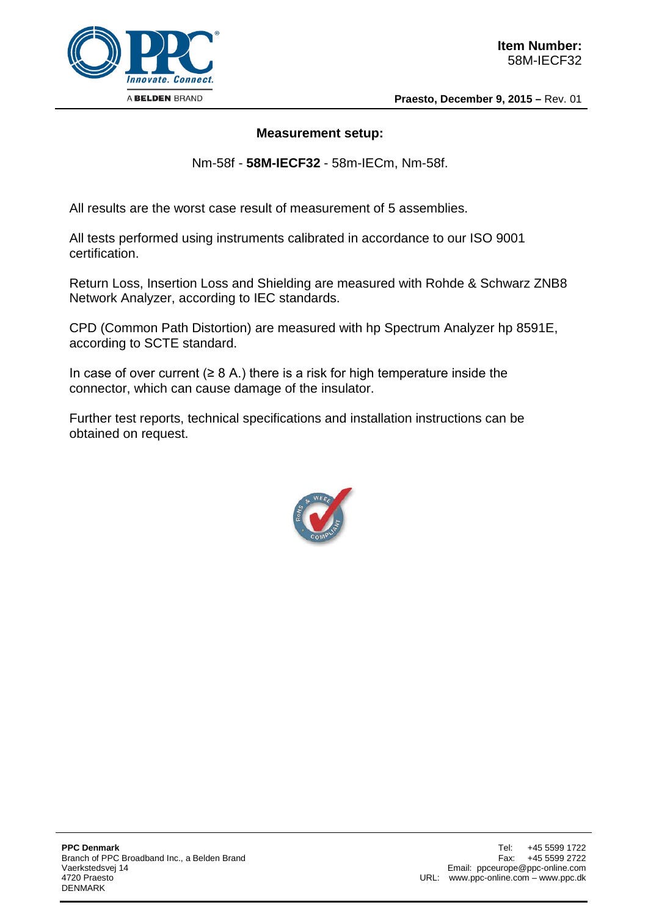## Measurement setup:

Nm-58f - **58M-IECF32** - 58m-IECm, Nm-58f.

All results are the worst case result of measurement of 5 assemblies.

All tests performed using instruments calibrated in accordance to our ISO 9001 certification.

Return Loss, Insertion Loss and Shielding are measured with Rohde & Schwarz ZNB8 Network Analyzer, according to IEC standards.

CPD (Common Path Distortion) are measured with hp Spectrum Analyzer hp 8591E, according to SCTE standard.

In case of over current (≥ 8 A.) there is a risk for high temperature inside the connector, which can cause damage of the insulator.

Further test reports, technical specifications and installation instructions can be obtained on request.